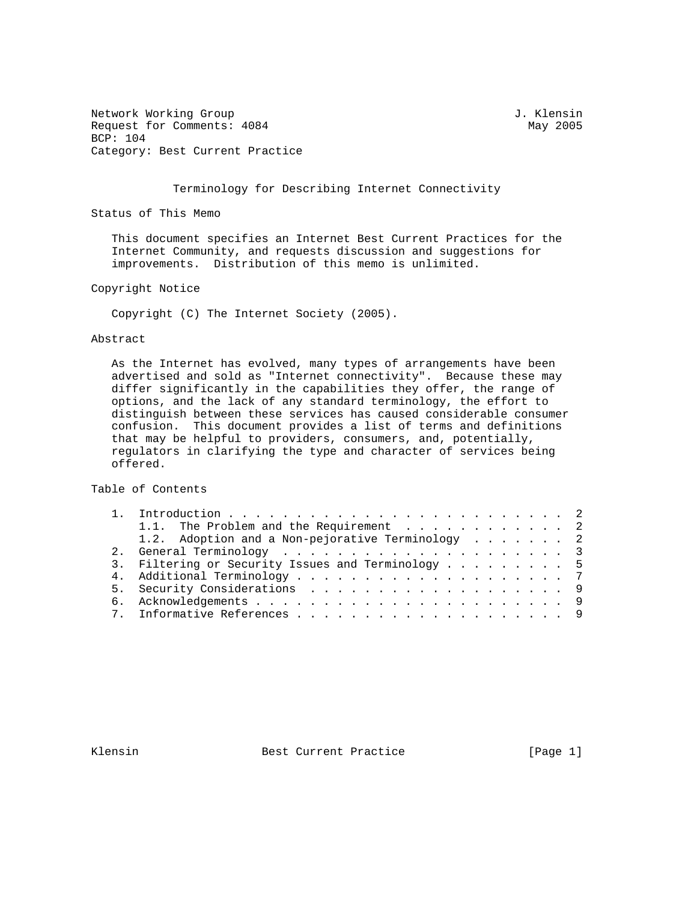Network Working Group J. Klensin
Request for Comments: 4084 May 2005
BCP: 104
Category: Best Current Practice

# Terminology for Describing Internet Connectivity

## Status of This Memo

This document specifies an Internet Best Current Practices for the Internet Community, and requests discussion and suggestions for improvements. Distribution of this memo is unlimited.

## Copyright Notice

Copyright (C) The Internet Society (2005).

## Abstract

As the Internet has evolved, many types of arrangements have been advertised and sold as "Internet connectivity". Because these may differ significantly in the capabilities they offer, the range of options, and the lack of any standard terminology, the effort to distinguish between these services has caused considerable consumer confusion. This document provides a list of terms and definitions that may be helpful to providers, consumers, and, potentially, regulators in clarifying the type and character of services being offered.

## Table of Contents

1. Introduction . . . . . . . . . . . . . . . . . . . . . . . . . 2
   1.1. The Problem and the Requirement . . . . . . . . . . . . 2
   1.2. Adoption and a Non-pejorative Terminology . . . . . . . 2
2. General Terminology . . . . . . . . . . . . . . . . . . . . . 3
3. Filtering or Security Issues and Terminology . . . . . . . . . 5
4. Additional Terminology . . . . . . . . . . . . . . . . . . . . 7
5. Security Considerations . . . . . . . . . . . . . . . . . . . 9
6. Acknowledgements . . . . . . . . . . . . . . . . . . . . . . . 9
7. Informative References . . . . . . . . . . . . . . . . . . . . 9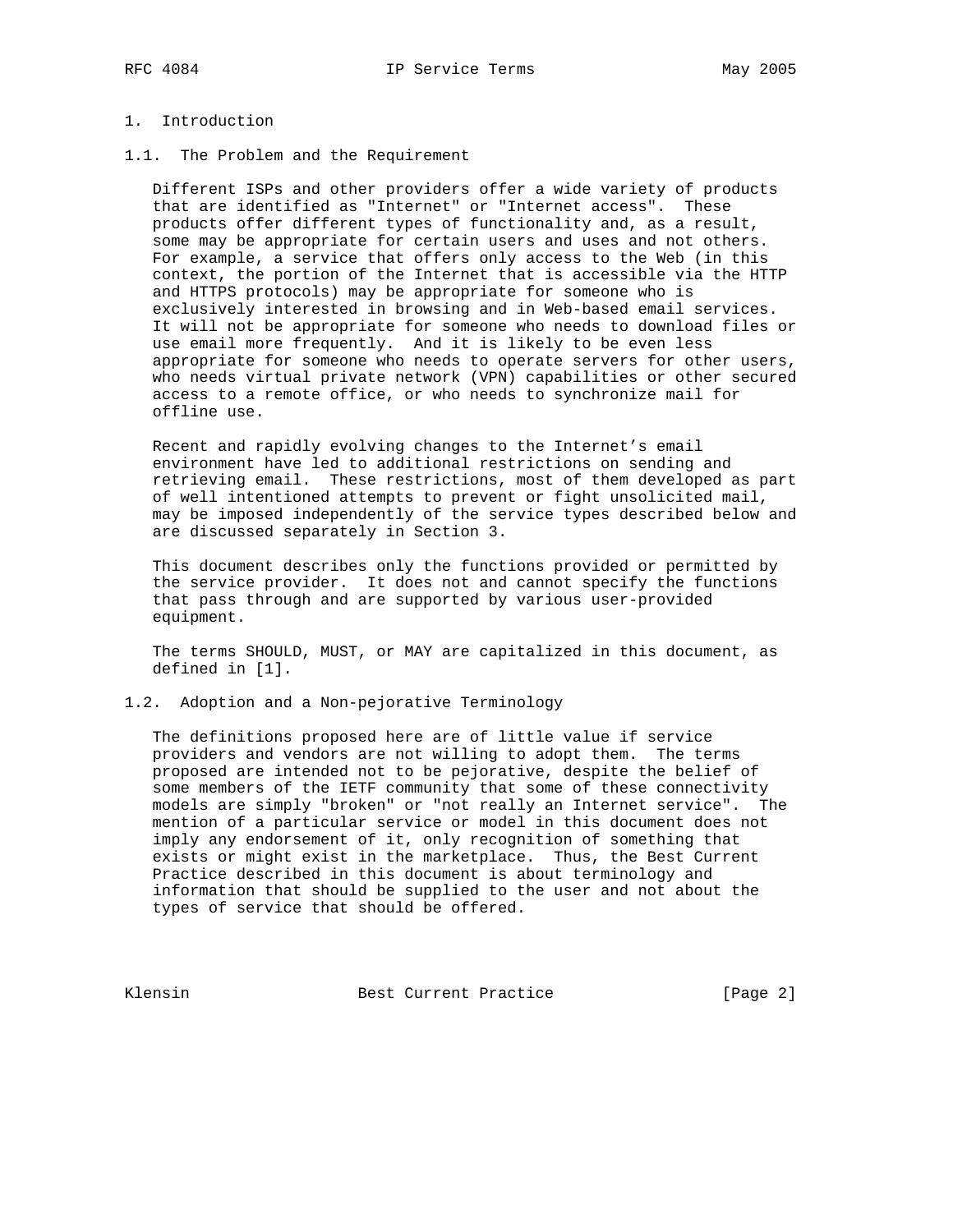# 1. Introduction

## 1.1. The Problem and the Requirement

Different ISPs and other providers offer a wide variety of products that are identified as "Internet" or "Internet access". These products offer different types of functionality and, as a result, some may be appropriate for certain users and uses and not others. For example, a service that offers only access to the Web (in this context, the portion of the Internet that is accessible via the HTTP and HTTPS protocols) may be appropriate for someone who is exclusively interested in browsing and in Web-based email services. It will not be appropriate for someone who needs to download files or use email more frequently. And it is likely to be even less appropriate for someone who needs to operate servers for other users, who needs virtual private network (VPN) capabilities or other secured access to a remote office, or who needs to synchronize mail for offline use.

Recent and rapidly evolving changes to the Internet's email environment have led to additional restrictions on sending and retrieving email. These restrictions, most of them developed as part of well intentioned attempts to prevent or fight unsolicited mail, may be imposed independently of the service types described below and are discussed separately in Section 3.

This document describes only the functions provided or permitted by the service provider. It does not and cannot specify the functions that pass through and are supported by various user-provided equipment.

The terms SHOULD, MUST, or MAY are capitalized in this document, as defined in [1].

## 1.2. Adoption and a Non-pejorative Terminology

The definitions proposed here are of little value if service providers and vendors are not willing to adopt them. The terms proposed are intended not to be pejorative, despite the belief of some members of the IETF community that some of these connectivity models are simply "broken" or "not really an Internet service". The mention of a particular service or model in this document does not imply any endorsement of it, only recognition of something that exists or might exist in the marketplace. Thus, the Best Current Practice described in this document is about terminology and information that should be supplied to the user and not about the types of service that should be offered.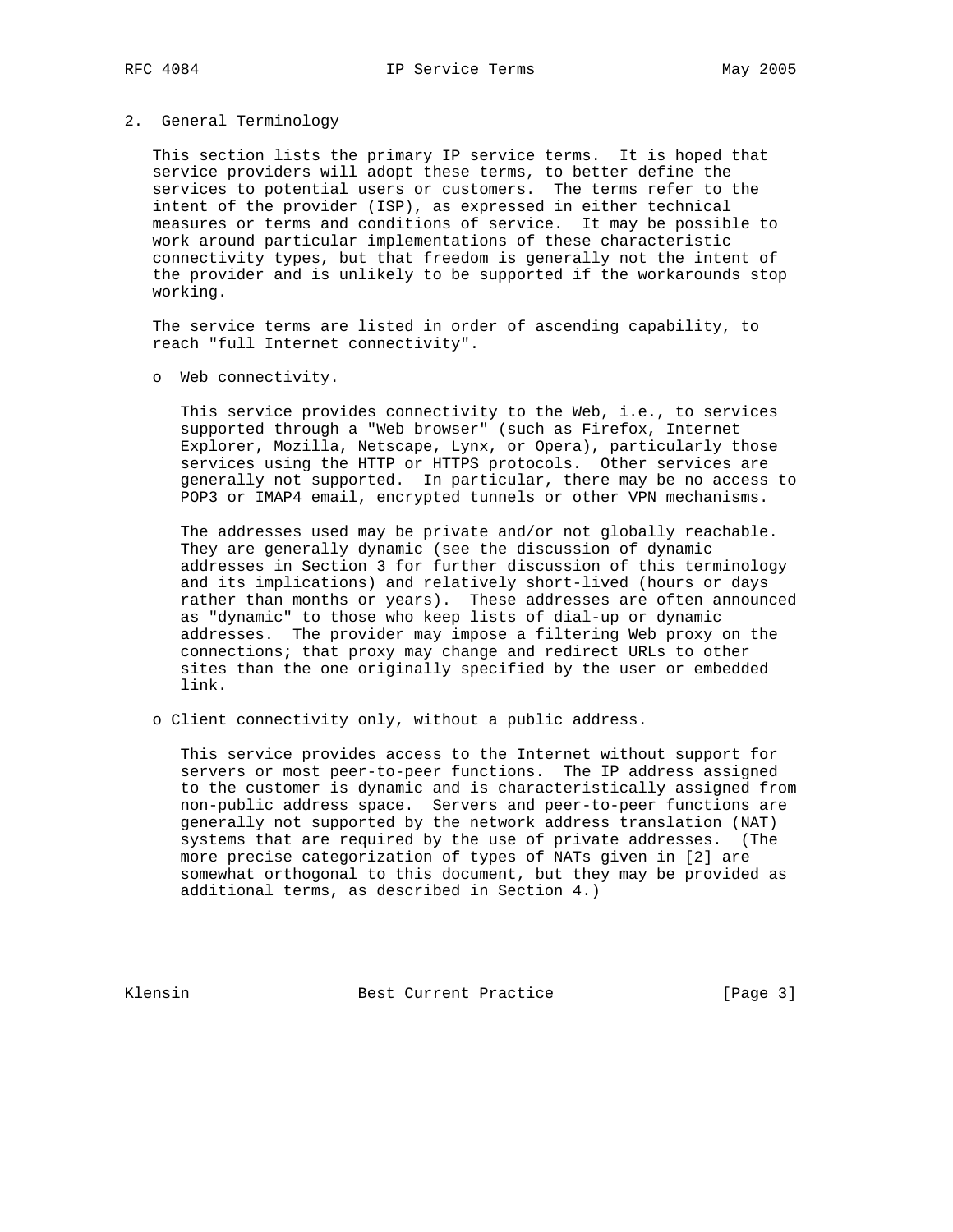## 2. General Terminology

This section lists the primary IP service terms. It is hoped that service providers will adopt these terms, to better define the services to potential users or customers. The terms refer to the intent of the provider (ISP), as expressed in either technical measures or terms and conditions of service. It may be possible to work around particular implementations of these characteristic connectivity types, but that freedom is generally not the intent of the provider and is unlikely to be supported if the workarounds stop working.

The service terms are listed in order of ascending capability, to reach "full Internet connectivity".

- Web connectivity.

  This service provides connectivity to the Web, i.e., to services supported through a "Web browser" (such as Firefox, Internet Explorer, Mozilla, Netscape, Lynx, or Opera), particularly those services using the HTTP or HTTPS protocols. Other services are generally not supported. In particular, there may be no access to POP3 or IMAP4 email, encrypted tunnels or other VPN mechanisms.

  The addresses used may be private and/or not globally reachable. They are generally dynamic (see the discussion of dynamic addresses in Section 3 for further discussion of this terminology and its implications) and relatively short-lived (hours or days rather than months or years). These addresses are often announced as "dynamic" to those who keep lists of dial-up or dynamic addresses. The provider may impose a filtering Web proxy on the connections; that proxy may change and redirect URLs to other sites than the one originally specified by the user or embedded link.

- Client connectivity only, without a public address.

  This service provides access to the Internet without support for servers or most peer-to-peer functions. The IP address assigned to the customer is dynamic and is characteristically assigned from non-public address space. Servers and peer-to-peer functions are generally not supported by the network address translation (NAT) systems that are required by the use of private addresses. (The more precise categorization of types of NATs given in [2] are somewhat orthogonal to this document, but they may be provided as additional terms, as described in Section 4.)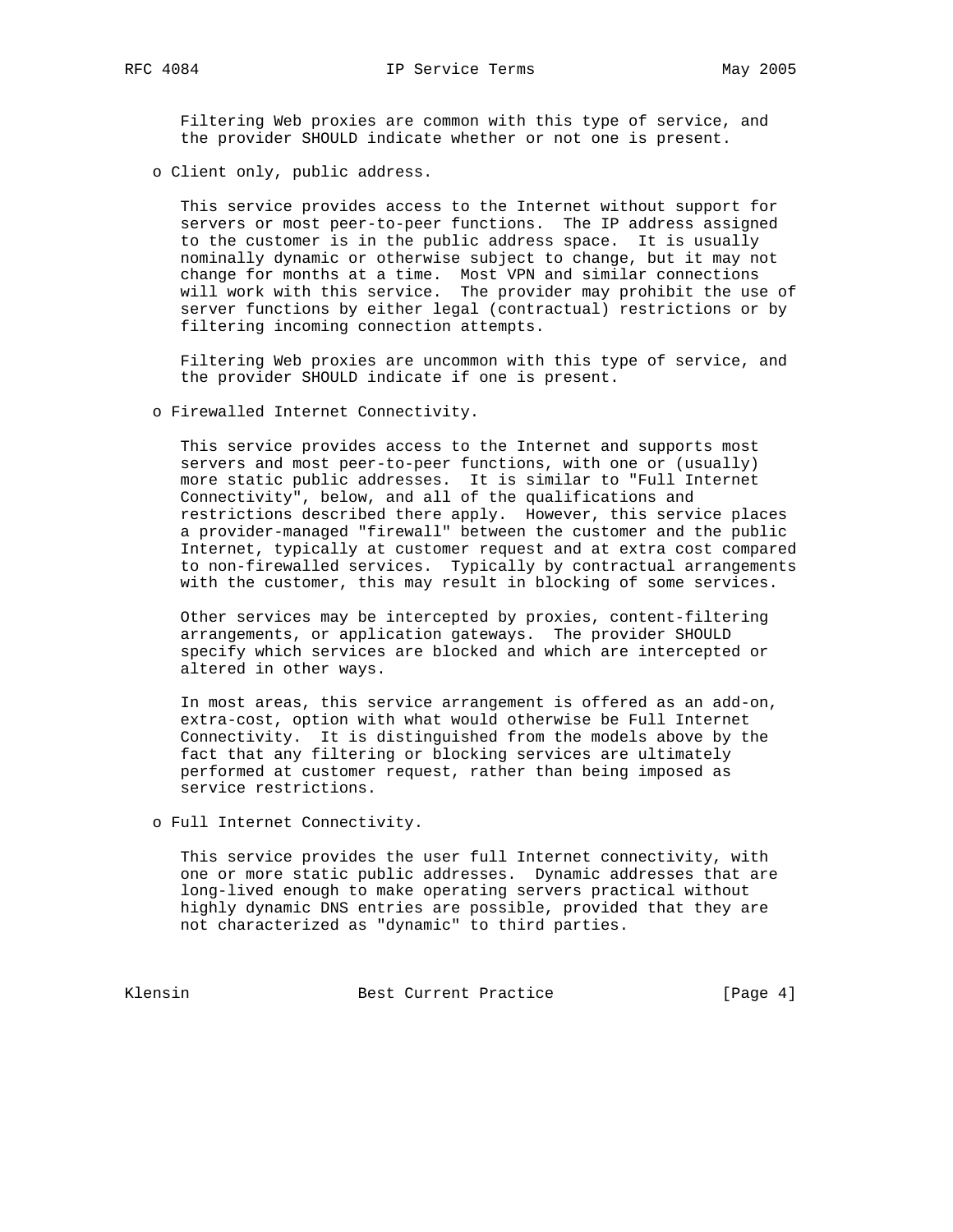Filtering Web proxies are common with this type of service, and the provider SHOULD indicate whether or not one is present.

- Client only, public address.

  This service provides access to the Internet without support for servers or most peer-to-peer functions. The IP address assigned to the customer is in the public address space. It is usually nominally dynamic or otherwise subject to change, but it may not change for months at a time. Most VPN and similar connections will work with this service. The provider may prohibit the use of server functions by either legal (contractual) restrictions or by filtering incoming connection attempts.

  Filtering Web proxies are uncommon with this type of service, and the provider SHOULD indicate if one is present.

- Firewalled Internet Connectivity.

  This service provides access to the Internet and supports most servers and most peer-to-peer functions, with one or (usually) more static public addresses. It is similar to "Full Internet Connectivity", below, and all of the qualifications and restrictions described there apply. However, this service places a provider-managed "firewall" between the customer and the public Internet, typically at customer request and at extra cost compared to non-firewalled services. Typically by contractual arrangements with the customer, this may result in blocking of some services.

  Other services may be intercepted by proxies, content-filtering arrangements, or application gateways. The provider SHOULD specify which services are blocked and which are intercepted or altered in other ways.

  In most areas, this service arrangement is offered as an add-on, extra-cost, option with what would otherwise be Full Internet Connectivity. It is distinguished from the models above by the fact that any filtering or blocking services are ultimately performed at customer request, rather than being imposed as service restrictions.

- Full Internet Connectivity.

  This service provides the user full Internet connectivity, with one or more static public addresses. Dynamic addresses that are long-lived enough to make operating servers practical without highly dynamic DNS entries are possible, provided that they are not characterized as "dynamic" to third parties.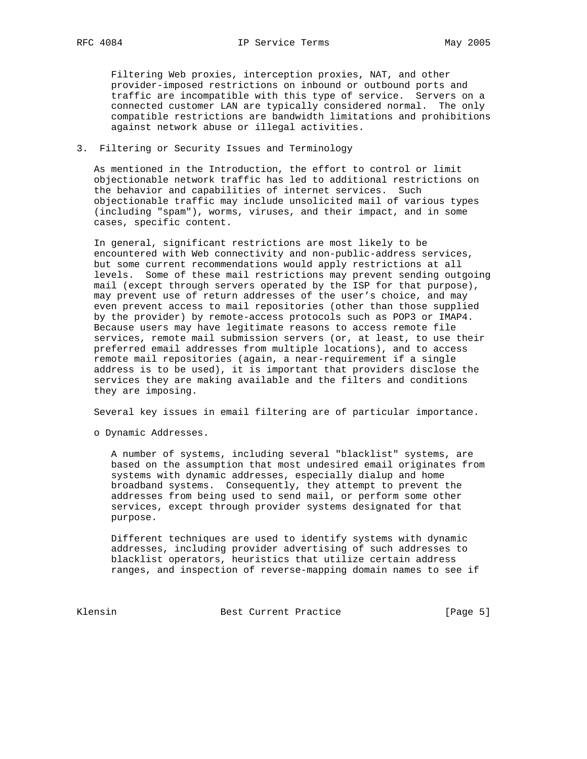Filtering Web proxies, interception proxies, NAT, and other provider-imposed restrictions on inbound or outbound ports and traffic are incompatible with this type of service. Servers on a connected customer LAN are typically considered normal. The only compatible restrictions are bandwidth limitations and prohibitions against network abuse or illegal activities.

## 3. Filtering or Security Issues and Terminology

As mentioned in the Introduction, the effort to control or limit objectionable network traffic has led to additional restrictions on the behavior and capabilities of internet services. Such objectionable traffic may include unsolicited mail of various types (including "spam"), worms, viruses, and their impact, and in some cases, specific content.

In general, significant restrictions are most likely to be encountered with Web connectivity and non-public-address services, but some current recommendations would apply restrictions at all levels. Some of these mail restrictions may prevent sending outgoing mail (except through servers operated by the ISP for that purpose), may prevent use of return addresses of the user's choice, and may even prevent access to mail repositories (other than those supplied by the provider) by remote-access protocols such as POP3 or IMAP4. Because users may have legitimate reasons to access remote file services, remote mail submission servers (or, at least, to use their preferred email addresses from multiple locations), and to access remote mail repositories (again, a near-requirement if a single address is to be used), it is important that providers disclose the services they are making available and the filters and conditions they are imposing.

Several key issues in email filtering are of particular importance.

- Dynamic Addresses.

  A number of systems, including several "blacklist" systems, are based on the assumption that most undesired email originates from systems with dynamic addresses, especially dialup and home broadband systems. Consequently, they attempt to prevent the addresses from being used to send mail, or perform some other services, except through provider systems designated for that purpose.

  Different techniques are used to identify systems with dynamic addresses, including provider advertising of such addresses to blacklist operators, heuristics that utilize certain address ranges, and inspection of reverse-mapping domain names to see if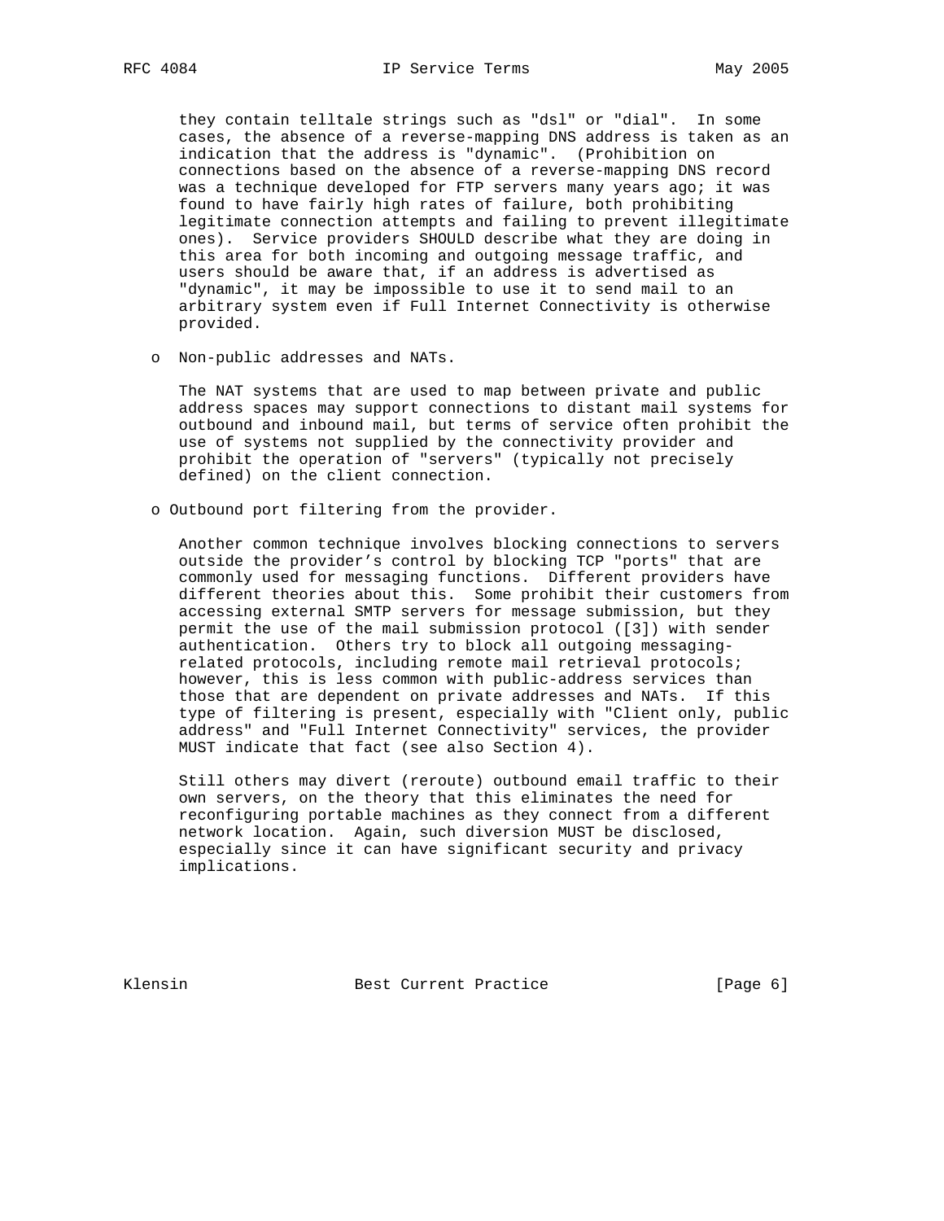they contain telltale strings such as "dsl" or "dial". In some cases, the absence of a reverse-mapping DNS address is taken as an indication that the address is "dynamic". (Prohibition on connections based on the absence of a reverse-mapping DNS record was a technique developed for FTP servers many years ago; it was found to have fairly high rates of failure, both prohibiting legitimate connection attempts and failing to prevent illegitimate ones). Service providers SHOULD describe what they are doing in this area for both incoming and outgoing message traffic, and users should be aware that, if an address is advertised as "dynamic", it may be impossible to use it to send mail to an arbitrary system even if Full Internet Connectivity is otherwise provided.

- Non-public addresses and NATs.

  The NAT systems that are used to map between private and public address spaces may support connections to distant mail systems for outbound and inbound mail, but terms of service often prohibit the use of systems not supplied by the connectivity provider and prohibit the operation of "servers" (typically not precisely defined) on the client connection.

- Outbound port filtering from the provider.

  Another common technique involves blocking connections to servers outside the provider's control by blocking TCP "ports" that are commonly used for messaging functions. Different providers have different theories about this. Some prohibit their customers from accessing external SMTP servers for message submission, but they permit the use of the mail submission protocol ([3]) with sender authentication. Others try to block all outgoing messaging-related protocols, including remote mail retrieval protocols; however, this is less common with public-address services than those that are dependent on private addresses and NATs. If this type of filtering is present, especially with "Client only, public address" and "Full Internet Connectivity" services, the provider MUST indicate that fact (see also Section 4).

  Still others may divert (reroute) outbound email traffic to their own servers, on the theory that this eliminates the need for reconfiguring portable machines as they connect from a different network location. Again, such diversion MUST be disclosed, especially since it can have significant security and privacy implications.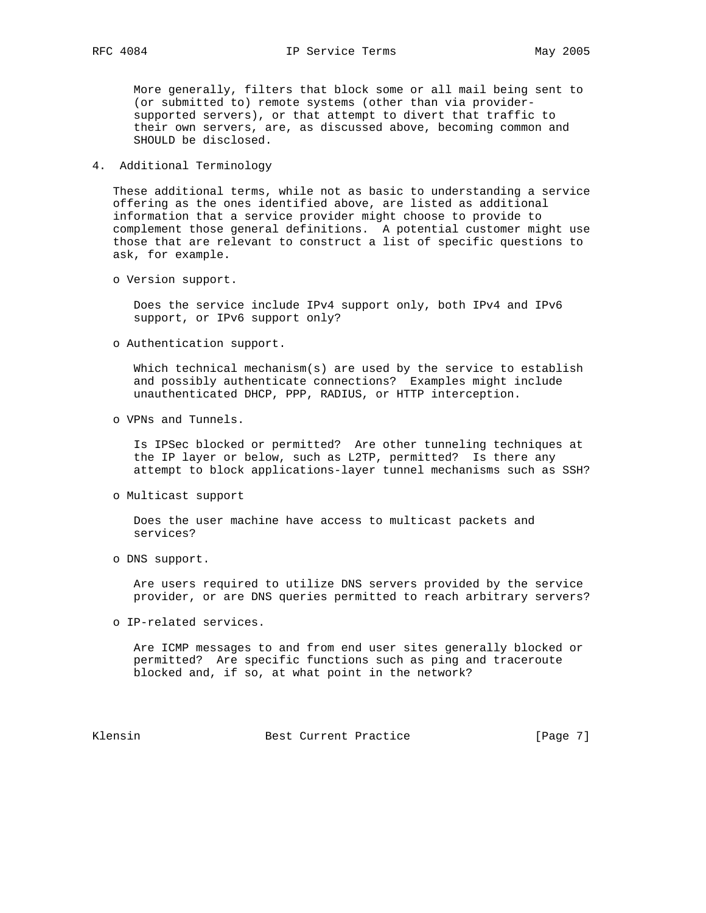More generally, filters that block some or all mail being sent to (or submitted to) remote systems (other than via provider-supported servers), or that attempt to divert that traffic to their own servers, are, as discussed above, becoming common and SHOULD be disclosed.

## 4. Additional Terminology

These additional terms, while not as basic to understanding a service offering as the ones identified above, are listed as additional information that a service provider might choose to provide to complement those general definitions. A potential customer might use those that are relevant to construct a list of specific questions to ask, for example.

- Version support.

  Does the service include IPv4 support only, both IPv4 and IPv6 support, or IPv6 support only?

- Authentication support.

  Which technical mechanism(s) are used by the service to establish and possibly authenticate connections? Examples might include unauthenticated DHCP, PPP, RADIUS, or HTTP interception.

- VPNs and Tunnels.

  Is IPSec blocked or permitted? Are other tunneling techniques at the IP layer or below, such as L2TP, permitted? Is there any attempt to block applications-layer tunnel mechanisms such as SSH?

- Multicast support

  Does the user machine have access to multicast packets and services?

- DNS support.

  Are users required to utilize DNS servers provided by the service provider, or are DNS queries permitted to reach arbitrary servers?

- IP-related services.

  Are ICMP messages to and from end user sites generally blocked or permitted? Are specific functions such as ping and traceroute blocked and, if so, at what point in the network?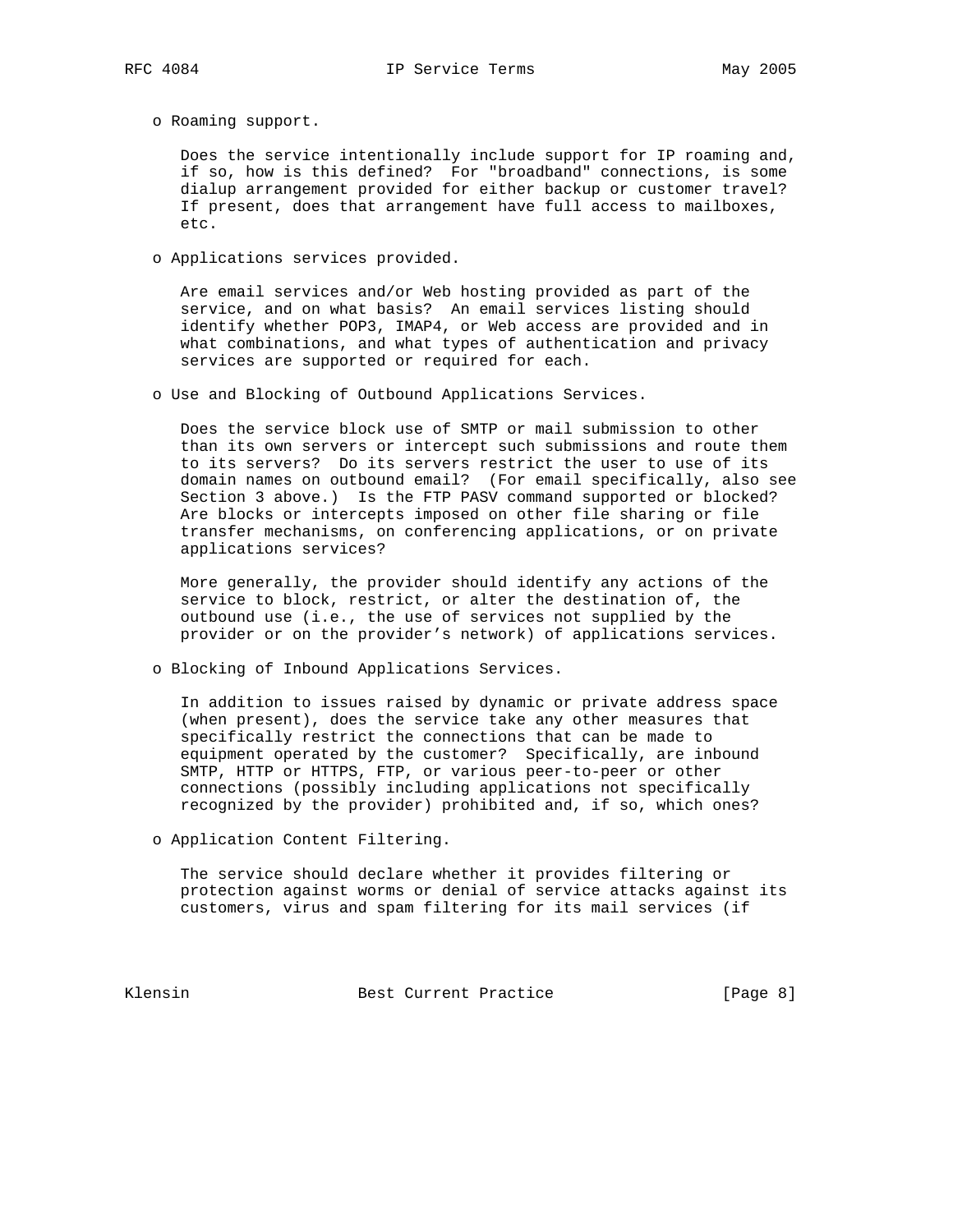- Roaming support.

  Does the service intentionally include support for IP roaming and, if so, how is this defined? For "broadband" connections, is some dialup arrangement provided for either backup or customer travel? If present, does that arrangement have full access to mailboxes, etc.

- Applications services provided.

  Are email services and/or Web hosting provided as part of the service, and on what basis? An email services listing should identify whether POP3, IMAP4, or Web access are provided and in what combinations, and what types of authentication and privacy services are supported or required for each.

- Use and Blocking of Outbound Applications Services.

  Does the service block use of SMTP or mail submission to other than its own servers or intercept such submissions and route them to its servers? Do its servers restrict the user to use of its domain names on outbound email? (For email specifically, also see Section 3 above.) Is the FTP PASV command supported or blocked? Are blocks or intercepts imposed on other file sharing or file transfer mechanisms, on conferencing applications, or on private applications services?

  More generally, the provider should identify any actions of the service to block, restrict, or alter the destination of, the outbound use (i.e., the use of services not supplied by the provider or on the provider's network) of applications services.

- Blocking of Inbound Applications Services.

  In addition to issues raised by dynamic or private address space (when present), does the service take any other measures that specifically restrict the connections that can be made to equipment operated by the customer? Specifically, are inbound SMTP, HTTP or HTTPS, FTP, or various peer-to-peer or other connections (possibly including applications not specifically recognized by the provider) prohibited and, if so, which ones?

- Application Content Filtering.

  The service should declare whether it provides filtering or protection against worms or denial of service attacks against its customers, virus and spam filtering for its mail services (if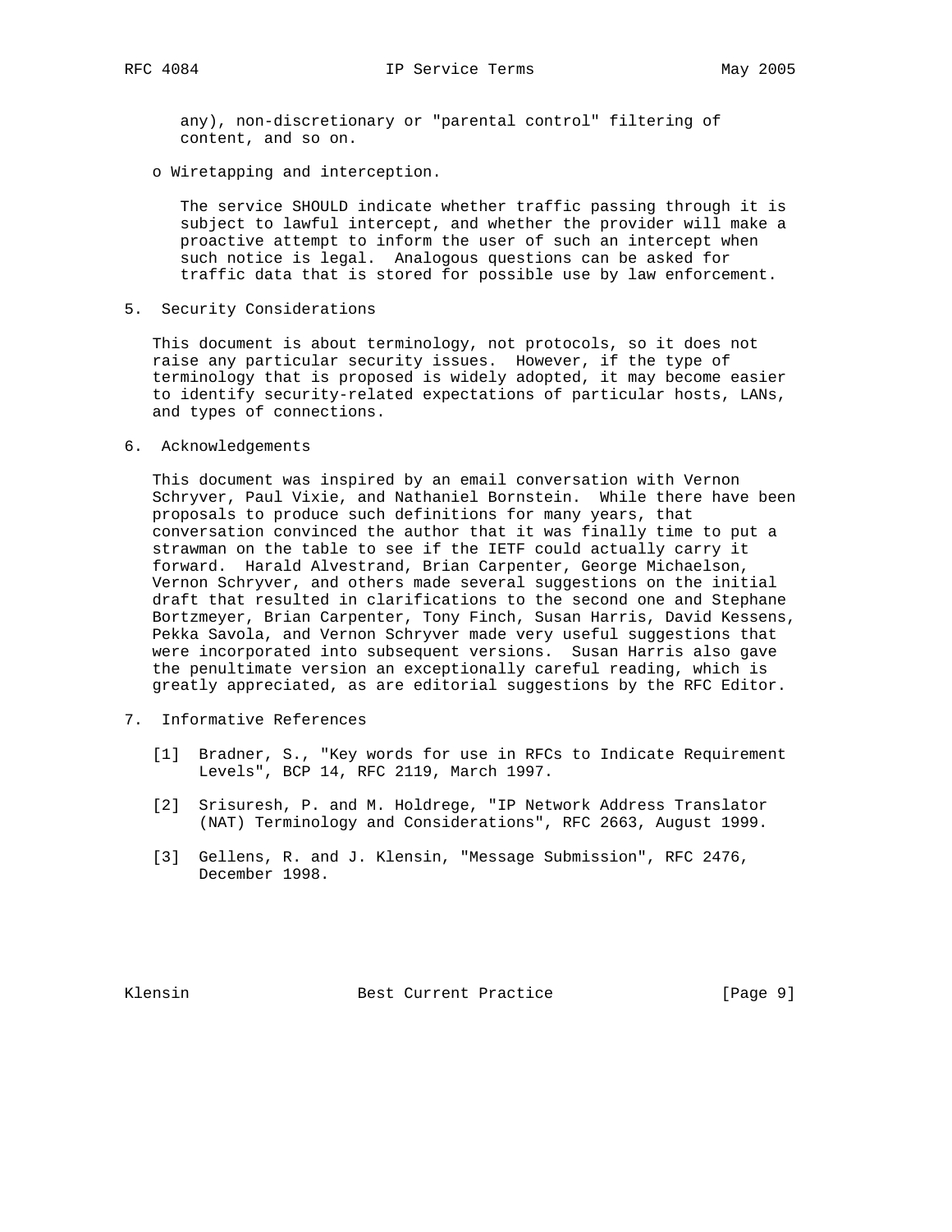any), non-discretionary or "parental control" filtering of content, and so on.

- Wiretapping and interception.

  The service SHOULD indicate whether traffic passing through it is subject to lawful intercept, and whether the provider will make a proactive attempt to inform the user of such an intercept when such notice is legal. Analogous questions can be asked for traffic data that is stored for possible use by law enforcement.

## 5. Security Considerations

This document is about terminology, not protocols, so it does not raise any particular security issues. However, if the type of terminology that is proposed is widely adopted, it may become easier to identify security-related expectations of particular hosts, LANs, and types of connections.

## 6. Acknowledgements

This document was inspired by an email conversation with Vernon Schryver, Paul Vixie, and Nathaniel Bornstein. While there have been proposals to produce such definitions for many years, that conversation convinced the author that it was finally time to put a strawman on the table to see if the IETF could actually carry it forward. Harald Alvestrand, Brian Carpenter, George Michaelson, Vernon Schryver, and others made several suggestions on the initial draft that resulted in clarifications to the second one and Stephane Bortzmeyer, Brian Carpenter, Tony Finch, Susan Harris, David Kessens, Pekka Savola, and Vernon Schryver made very useful suggestions that were incorporated into subsequent versions. Susan Harris also gave the penultimate version an exceptionally careful reading, which is greatly appreciated, as are editorial suggestions by the RFC Editor.

## 7. Informative References

[1] Bradner, S., "Key words for use in RFCs to Indicate Requirement Levels", BCP 14, RFC 2119, March 1997.

[2] Srisuresh, P. and M. Holdrege, "IP Network Address Translator (NAT) Terminology and Considerations", RFC 2663, August 1999.

[3] Gellens, R. and J. Klensin, "Message Submission", RFC 2476, December 1998.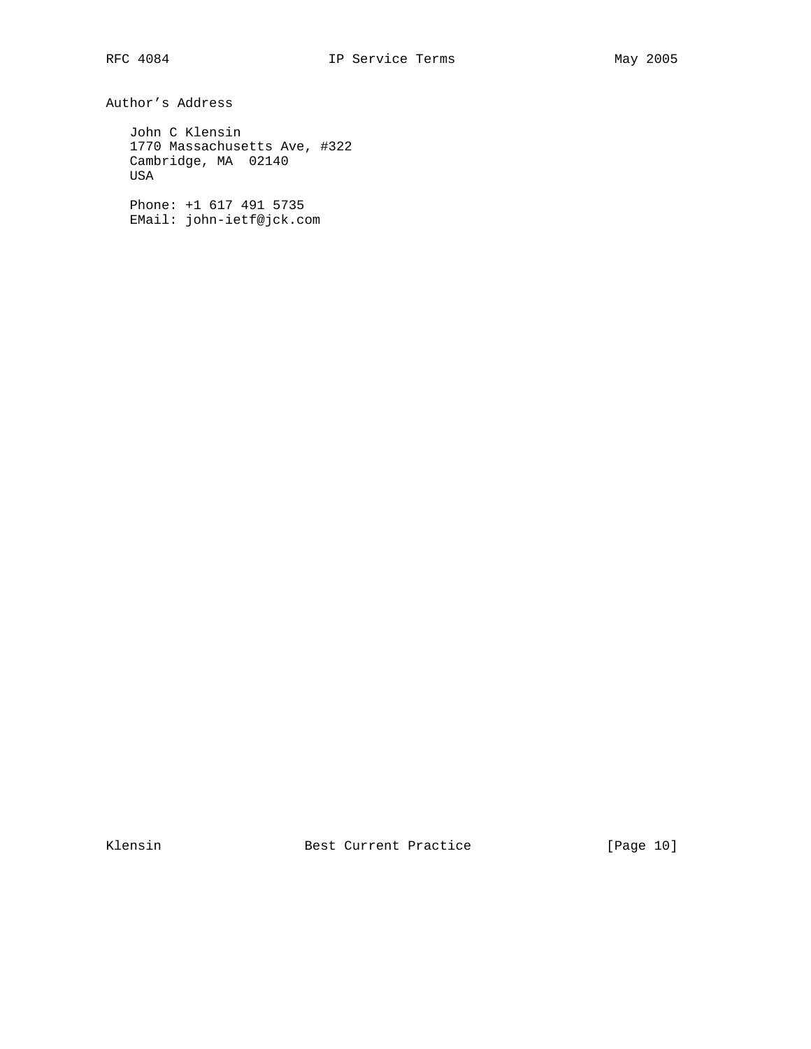# Author's Address

John C Klensin
1770 Massachusetts Ave, #322
Cambridge, MA  02140
USA

Phone: +1 617 491 5735
EMail: john-ietf@jck.com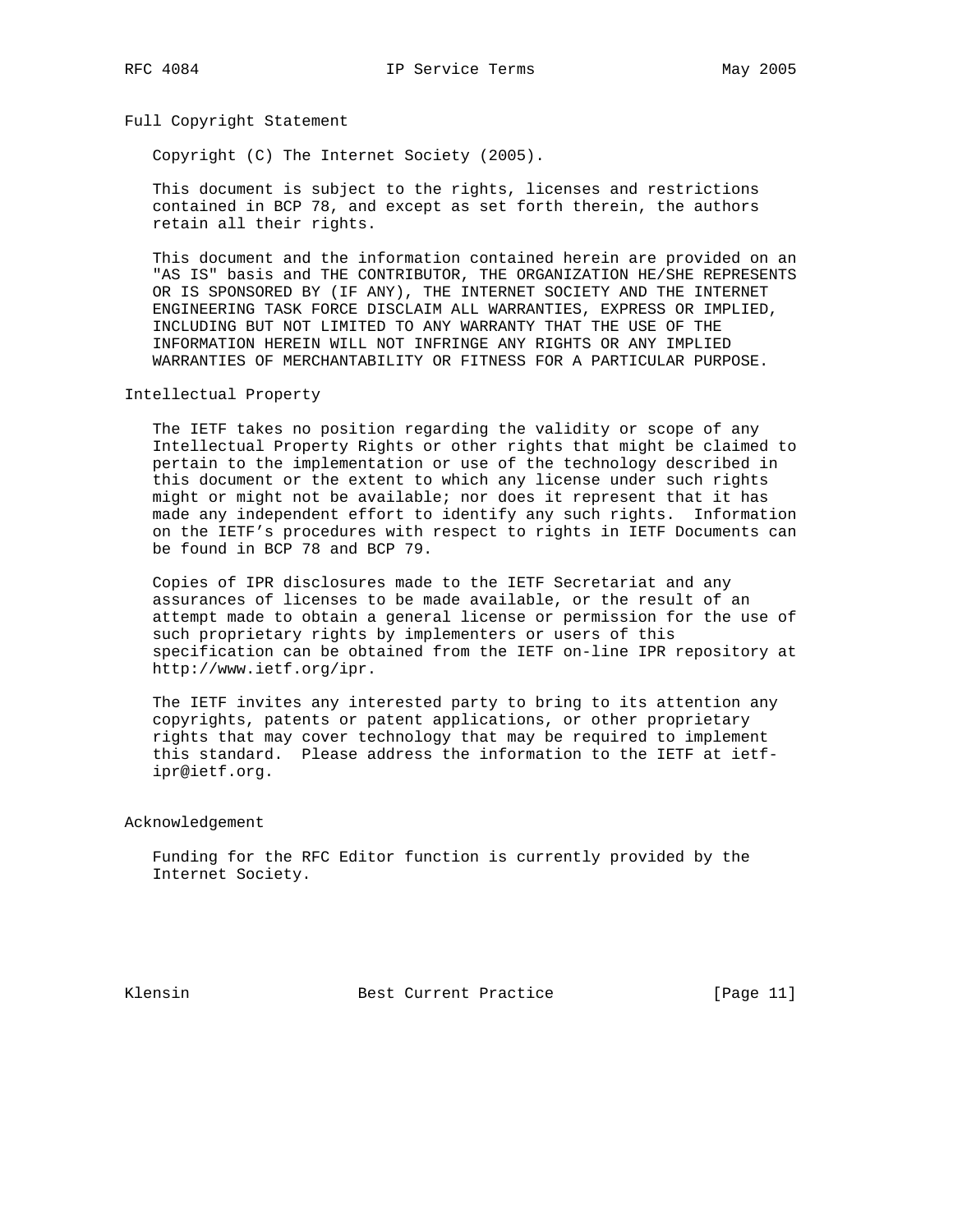## Full Copyright Statement

Copyright (C) The Internet Society (2005).

This document is subject to the rights, licenses and restrictions contained in BCP 78, and except as set forth therein, the authors retain all their rights.

This document and the information contained herein are provided on an "AS IS" basis and THE CONTRIBUTOR, THE ORGANIZATION HE/SHE REPRESENTS OR IS SPONSORED BY (IF ANY), THE INTERNET SOCIETY AND THE INTERNET ENGINEERING TASK FORCE DISCLAIM ALL WARRANTIES, EXPRESS OR IMPLIED, INCLUDING BUT NOT LIMITED TO ANY WARRANTY THAT THE USE OF THE INFORMATION HEREIN WILL NOT INFRINGE ANY RIGHTS OR ANY IMPLIED WARRANTIES OF MERCHANTABILITY OR FITNESS FOR A PARTICULAR PURPOSE.

## Intellectual Property

The IETF takes no position regarding the validity or scope of any Intellectual Property Rights or other rights that might be claimed to pertain to the implementation or use of the technology described in this document or the extent to which any license under such rights might or might not be available; nor does it represent that it has made any independent effort to identify any such rights. Information on the IETF's procedures with respect to rights in IETF Documents can be found in BCP 78 and BCP 79.

Copies of IPR disclosures made to the IETF Secretariat and any assurances of licenses to be made available, or the result of an attempt made to obtain a general license or permission for the use of such proprietary rights by implementers or users of this specification can be obtained from the IETF on-line IPR repository at http://www.ietf.org/ipr.

The IETF invites any interested party to bring to its attention any copyrights, patents or patent applications, or other proprietary rights that may cover technology that may be required to implement this standard. Please address the information to the IETF at ietf-ipr@ietf.org.

## Acknowledgement

Funding for the RFC Editor function is currently provided by the Internet Society.